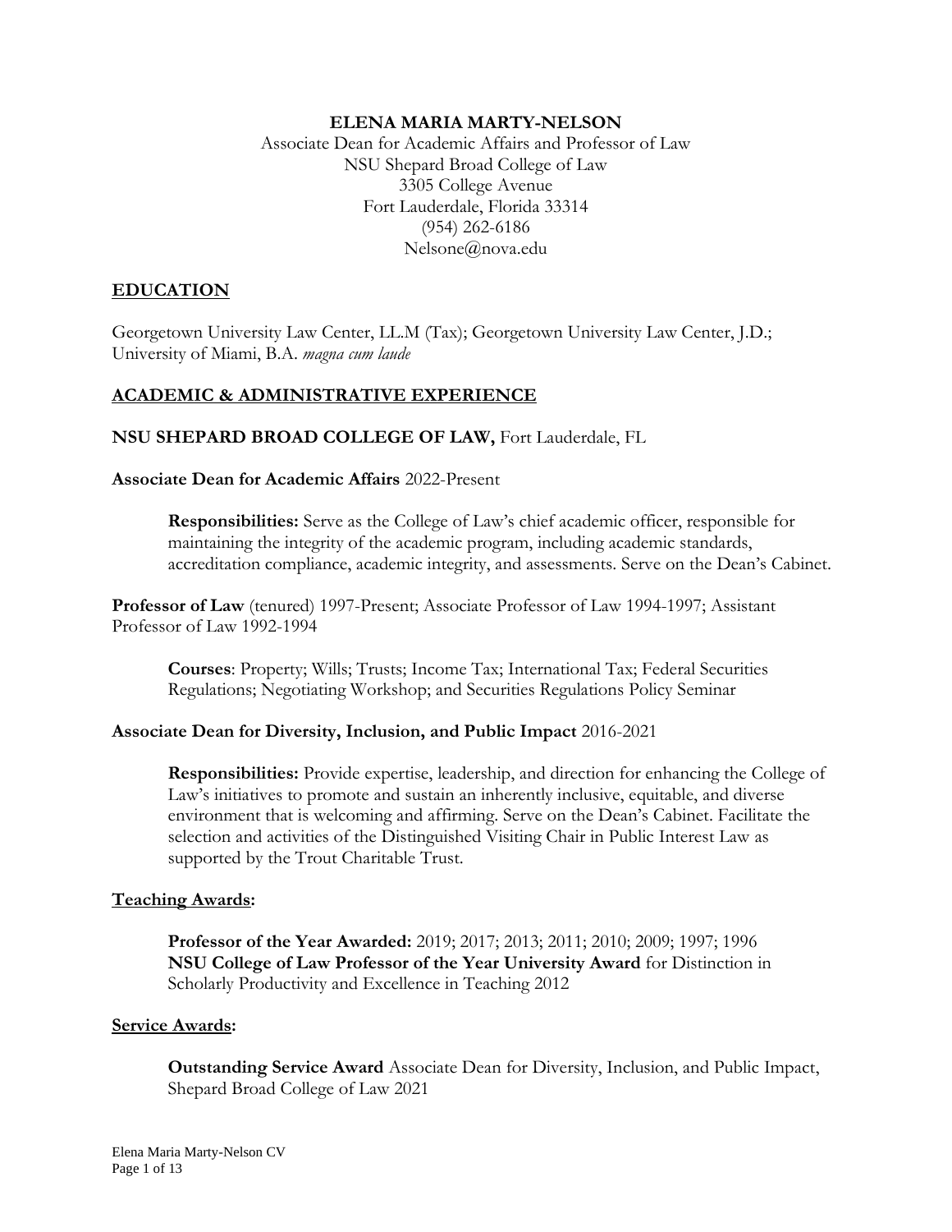# ELENA MARIA MARTY-NELSON

Associate Dean for Academic Affairs and Professor of Law
NSU Shepard Broad College of Law
3305 College Avenue
Fort Lauderdale, Florida 33314
(954) 262-6186
Nelsone@nova.edu

## EDUCATION

Georgetown University Law Center, LL.M (Tax); Georgetown University Law Center, J.D.; University of Miami, B.A. *magna cum laude*

## ACADEMIC & ADMINISTRATIVE EXPERIENCE

**NSU SHEPARD BROAD COLLEGE OF LAW,** Fort Lauderdale, FL

**Associate Dean for Academic Affairs** 2022-Present

> **Responsibilities:** Serve as the College of Law's chief academic officer, responsible for maintaining the integrity of the academic program, including academic standards, accreditation compliance, academic integrity, and assessments. Serve on the Dean's Cabinet.

**Professor of Law** (tenured) 1997-Present; Associate Professor of Law 1994-1997; Assistant Professor of Law 1992-1994

> **Courses**: Property; Wills; Trusts; Income Tax; International Tax; Federal Securities Regulations; Negotiating Workshop; and Securities Regulations Policy Seminar

**Associate Dean for Diversity, Inclusion, and Public Impact** 2016-2021

> **Responsibilities:** Provide expertise, leadership, and direction for enhancing the College of Law's initiatives to promote and sustain an inherently inclusive, equitable, and diverse environment that is welcoming and affirming. Serve on the Dean's Cabinet. Facilitate the selection and activities of the Distinguished Visiting Chair in Public Interest Law as supported by the Trout Charitable Trust.

### Teaching Awards:

> **Professor of the Year Awarded:** 2019; 2017; 2013; 2011; 2010; 2009; 1997; 1996
> **NSU College of Law Professor of the Year University Award** for Distinction in Scholarly Productivity and Excellence in Teaching 2012

### Service Awards:

> **Outstanding Service Award** Associate Dean for Diversity, Inclusion, and Public Impact, Shepard Broad College of Law 2021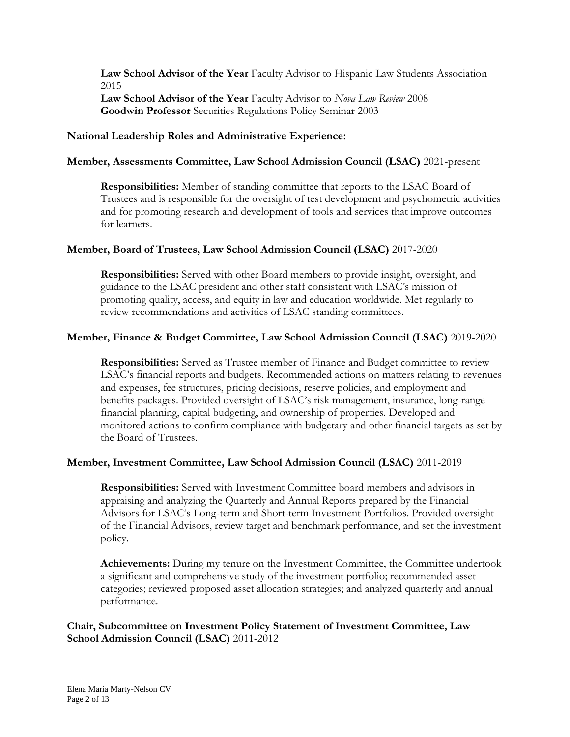**Law School Advisor of the Year** Faculty Advisor to Hispanic Law Students Association 2015
**Law School Advisor of the Year** Faculty Advisor to *Nova Law Review* 2008
**Goodwin Professor** Securities Regulations Policy Seminar 2003

## National Leadership Roles and Administrative Experience:

**Member, Assessments Committee, Law School Admission Council (LSAC)** 2021-present

**Responsibilities:** Member of standing committee that reports to the LSAC Board of Trustees and is responsible for the oversight of test development and psychometric activities and for promoting research and development of tools and services that improve outcomes for learners.

**Member, Board of Trustees, Law School Admission Council (LSAC)** 2017-2020

**Responsibilities:** Served with other Board members to provide insight, oversight, and guidance to the LSAC president and other staff consistent with LSAC's mission of promoting quality, access, and equity in law and education worldwide. Met regularly to review recommendations and activities of LSAC standing committees.

**Member, Finance & Budget Committee, Law School Admission Council (LSAC)** 2019-2020

**Responsibilities:** Served as Trustee member of Finance and Budget committee to review LSAC's financial reports and budgets. Recommended actions on matters relating to revenues and expenses, fee structures, pricing decisions, reserve policies, and employment and benefits packages. Provided oversight of LSAC's risk management, insurance, long-range financial planning, capital budgeting, and ownership of properties. Developed and monitored actions to confirm compliance with budgetary and other financial targets as set by the Board of Trustees.

**Member, Investment Committee, Law School Admission Council (LSAC)** 2011-2019

**Responsibilities:** Served with Investment Committee board members and advisors in appraising and analyzing the Quarterly and Annual Reports prepared by the Financial Advisors for LSAC's Long-term and Short-term Investment Portfolios. Provided oversight of the Financial Advisors, review target and benchmark performance, and set the investment policy.

**Achievements:** During my tenure on the Investment Committee, the Committee undertook a significant and comprehensive study of the investment portfolio; recommended asset categories; reviewed proposed asset allocation strategies; and analyzed quarterly and annual performance.

**Chair, Subcommittee on Investment Policy Statement of Investment Committee, Law School Admission Council (LSAC)** 2011-2012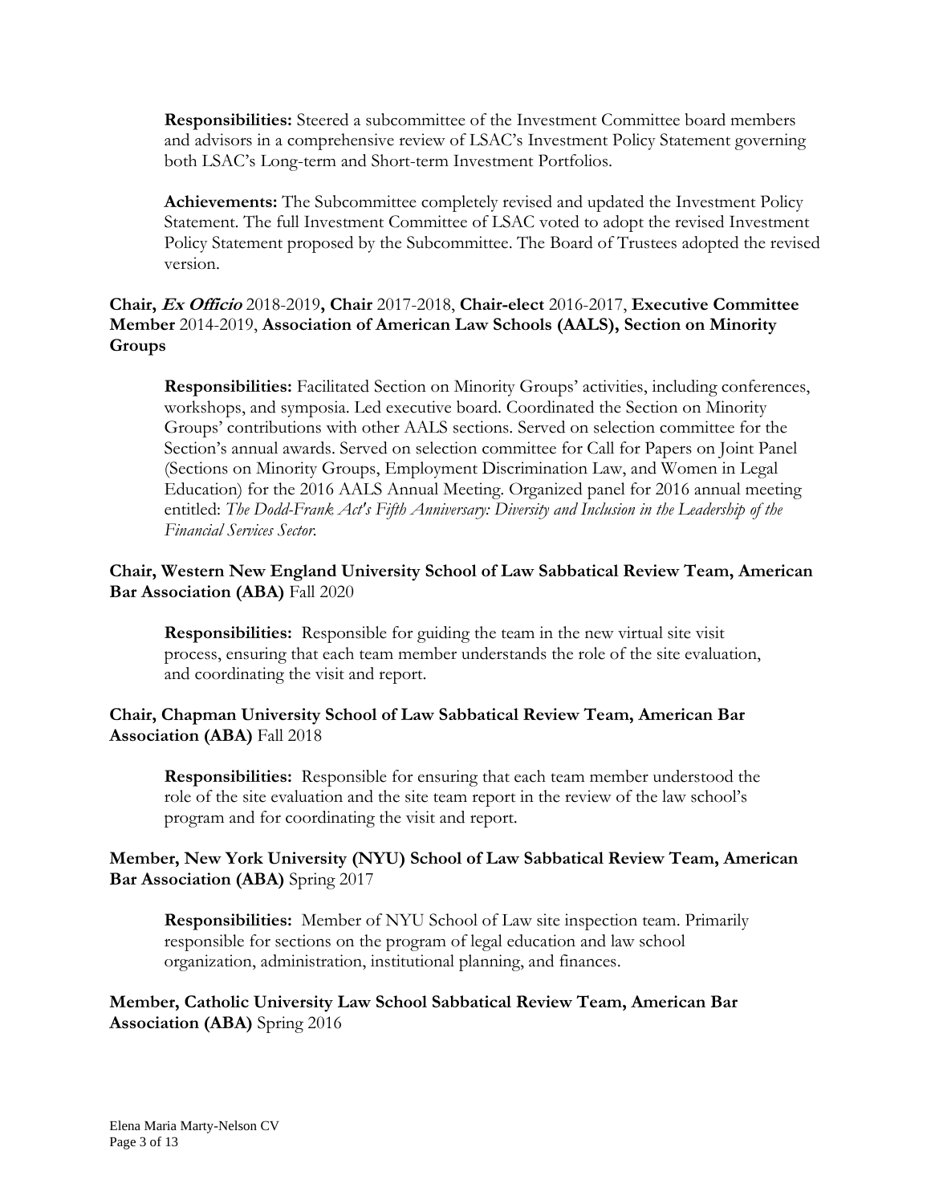**Responsibilities:** Steered a subcommittee of the Investment Committee board members and advisors in a comprehensive review of LSAC's Investment Policy Statement governing both LSAC's Long-term and Short-term Investment Portfolios.

**Achievements:** The Subcommittee completely revised and updated the Investment Policy Statement. The full Investment Committee of LSAC voted to adopt the revised Investment Policy Statement proposed by the Subcommittee. The Board of Trustees adopted the revised version.

**Chair, *Ex Officio*** 2018-2019**, Chair** 2017-2018, **Chair-elect** 2016-2017, **Executive Committee Member** 2014-2019, **Association of American Law Schools (AALS), Section on Minority Groups**

**Responsibilities:** Facilitated Section on Minority Groups' activities, including conferences, workshops, and symposia. Led executive board. Coordinated the Section on Minority Groups' contributions with other AALS sections. Served on selection committee for the Section's annual awards. Served on selection committee for Call for Papers on Joint Panel (Sections on Minority Groups, Employment Discrimination Law, and Women in Legal Education) for the 2016 AALS Annual Meeting. Organized panel for 2016 annual meeting entitled: *The Dodd-Frank Act's Fifth Anniversary: Diversity and Inclusion in the Leadership of the Financial Services Sector.*

**Chair, Western New England University School of Law Sabbatical Review Team, American Bar Association (ABA)** Fall 2020

**Responsibilities:** Responsible for guiding the team in the new virtual site visit process, ensuring that each team member understands the role of the site evaluation, and coordinating the visit and report.

**Chair, Chapman University School of Law Sabbatical Review Team, American Bar Association (ABA)** Fall 2018

**Responsibilities:** Responsible for ensuring that each team member understood the role of the site evaluation and the site team report in the review of the law school's program and for coordinating the visit and report.

**Member, New York University (NYU) School of Law Sabbatical Review Team, American Bar Association (ABA)** Spring 2017

**Responsibilities:** Member of NYU School of Law site inspection team. Primarily responsible for sections on the program of legal education and law school organization, administration, institutional planning, and finances.

**Member, Catholic University Law School Sabbatical Review Team, American Bar Association (ABA)** Spring 2016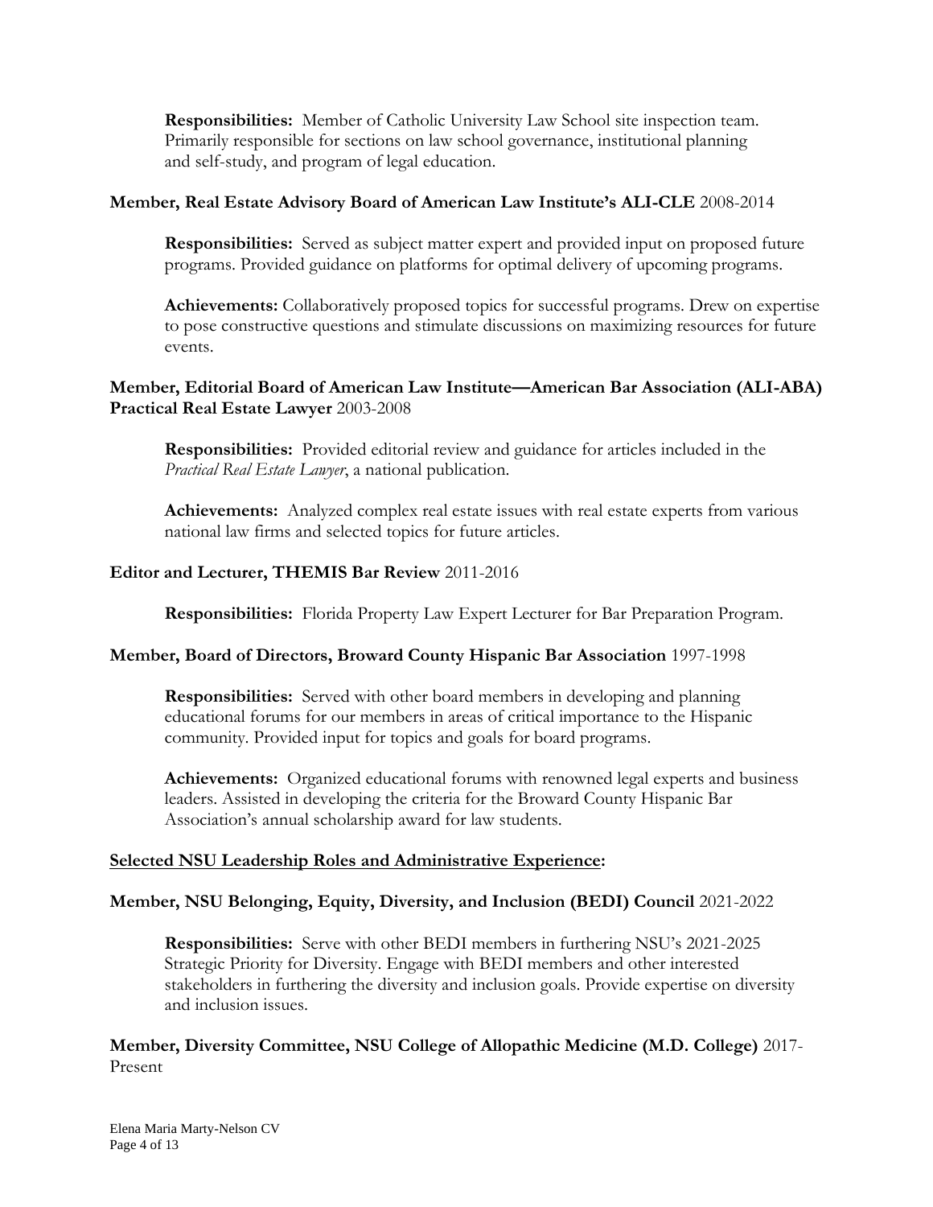**Responsibilities:** Member of Catholic University Law School site inspection team. Primarily responsible for sections on law school governance, institutional planning and self-study, and program of legal education.

**Member, Real Estate Advisory Board of American Law Institute's ALI-CLE** 2008-2014

**Responsibilities:** Served as subject matter expert and provided input on proposed future programs. Provided guidance on platforms for optimal delivery of upcoming programs.

**Achievements:** Collaboratively proposed topics for successful programs. Drew on expertise to pose constructive questions and stimulate discussions on maximizing resources for future events.

**Member, Editorial Board of American Law Institute—American Bar Association (ALI-ABA) Practical Real Estate Lawyer** 2003-2008

**Responsibilities:** Provided editorial review and guidance for articles included in the *Practical Real Estate Lawyer*, a national publication.

**Achievements:** Analyzed complex real estate issues with real estate experts from various national law firms and selected topics for future articles.

**Editor and Lecturer, THEMIS Bar Review** 2011-2016

**Responsibilities:** Florida Property Law Expert Lecturer for Bar Preparation Program.

**Member, Board of Directors, Broward County Hispanic Bar Association** 1997-1998

**Responsibilities:** Served with other board members in developing and planning educational forums for our members in areas of critical importance to the Hispanic community. Provided input for topics and goals for board programs.

**Achievements:** Organized educational forums with renowned legal experts and business leaders. Assisted in developing the criteria for the Broward County Hispanic Bar Association's annual scholarship award for law students.

**<u>Selected NSU Leadership Roles and Administrative Experience</u>:**

**Member, NSU Belonging, Equity, Diversity, and Inclusion (BEDI) Council** 2021-2022

**Responsibilities:** Serve with other BEDI members in furthering NSU's 2021-2025 Strategic Priority for Diversity. Engage with BEDI members and other interested stakeholders in furthering the diversity and inclusion goals. Provide expertise on diversity and inclusion issues.

**Member, Diversity Committee, NSU College of Allopathic Medicine (M.D. College)** 2017-Present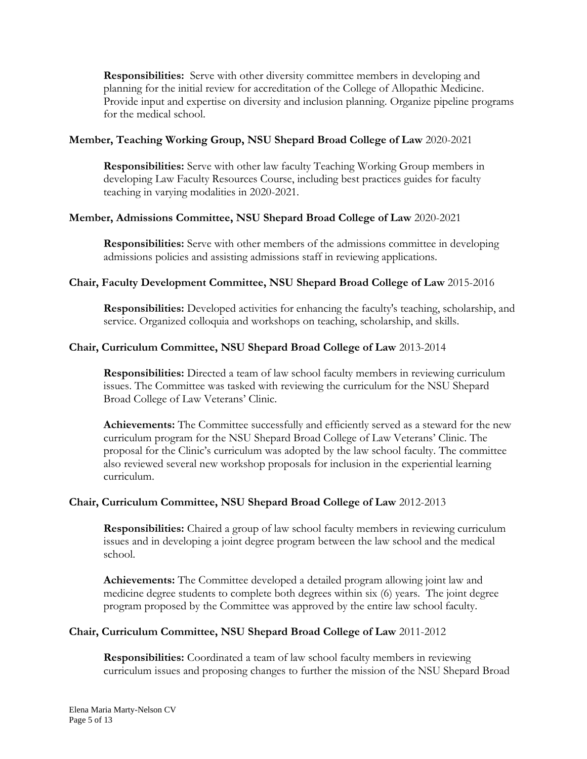**Responsibilities:** Serve with other diversity committee members in developing and planning for the initial review for accreditation of the College of Allopathic Medicine. Provide input and expertise on diversity and inclusion planning. Organize pipeline programs for the medical school.

**Member, Teaching Working Group, NSU Shepard Broad College of Law** 2020-2021

**Responsibilities:** Serve with other law faculty Teaching Working Group members in developing Law Faculty Resources Course, including best practices guides for faculty teaching in varying modalities in 2020-2021.

**Member, Admissions Committee, NSU Shepard Broad College of Law** 2020-2021

**Responsibilities:** Serve with other members of the admissions committee in developing admissions policies and assisting admissions staff in reviewing applications.

**Chair, Faculty Development Committee, NSU Shepard Broad College of Law** 2015-2016

**Responsibilities:** Developed activities for enhancing the faculty's teaching, scholarship, and service. Organized colloquia and workshops on teaching, scholarship, and skills.

**Chair, Curriculum Committee, NSU Shepard Broad College of Law** 2013-2014

**Responsibilities:** Directed a team of law school faculty members in reviewing curriculum issues. The Committee was tasked with reviewing the curriculum for the NSU Shepard Broad College of Law Veterans' Clinic.

**Achievements:** The Committee successfully and efficiently served as a steward for the new curriculum program for the NSU Shepard Broad College of Law Veterans' Clinic. The proposal for the Clinic's curriculum was adopted by the law school faculty. The committee also reviewed several new workshop proposals for inclusion in the experiential learning curriculum.

**Chair, Curriculum Committee, NSU Shepard Broad College of Law** 2012-2013

**Responsibilities:** Chaired a group of law school faculty members in reviewing curriculum issues and in developing a joint degree program between the law school and the medical school.

**Achievements:** The Committee developed a detailed program allowing joint law and medicine degree students to complete both degrees within six (6) years. The joint degree program proposed by the Committee was approved by the entire law school faculty.

**Chair, Curriculum Committee, NSU Shepard Broad College of Law** 2011-2012

**Responsibilities:** Coordinated a team of law school faculty members in reviewing curriculum issues and proposing changes to further the mission of the NSU Shepard Broad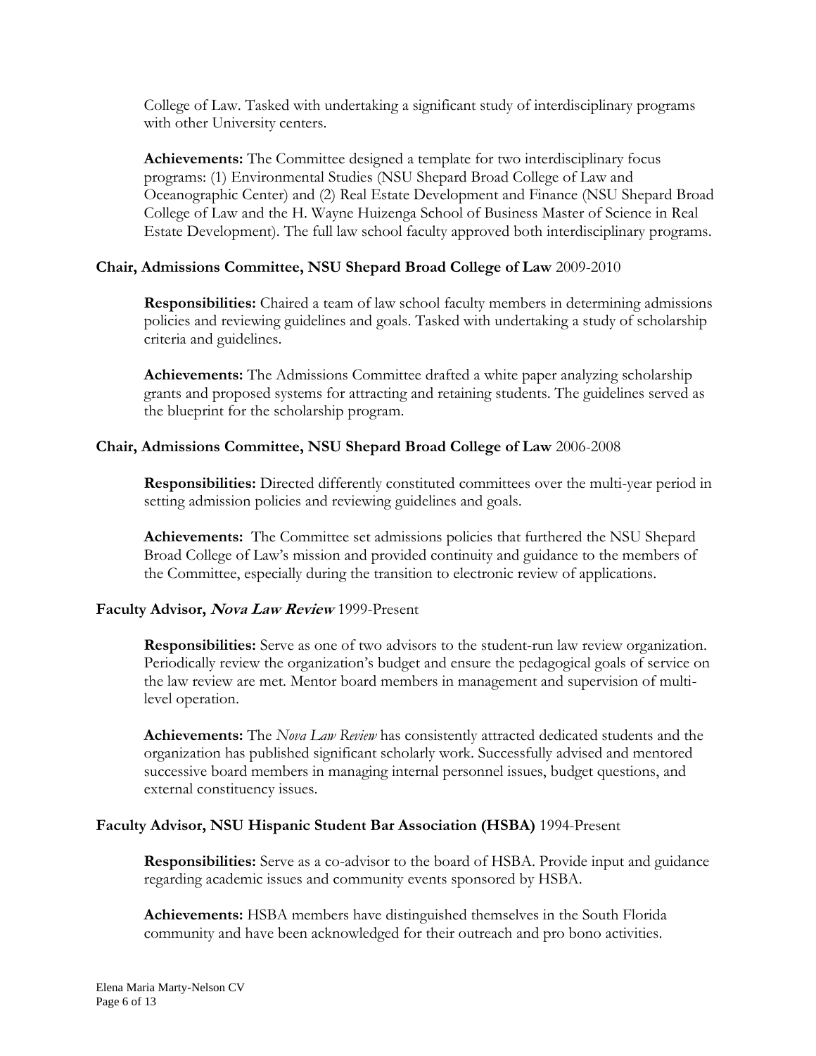College of Law. Tasked with undertaking a significant study of interdisciplinary programs with other University centers.

**Achievements:** The Committee designed a template for two interdisciplinary focus programs: (1) Environmental Studies (NSU Shepard Broad College of Law and Oceanographic Center) and (2) Real Estate Development and Finance (NSU Shepard Broad College of Law and the H. Wayne Huizenga School of Business Master of Science in Real Estate Development). The full law school faculty approved both interdisciplinary programs.

**Chair, Admissions Committee, NSU Shepard Broad College of Law** 2009-2010

**Responsibilities:** Chaired a team of law school faculty members in determining admissions policies and reviewing guidelines and goals. Tasked with undertaking a study of scholarship criteria and guidelines.

**Achievements:** The Admissions Committee drafted a white paper analyzing scholarship grants and proposed systems for attracting and retaining students. The guidelines served as the blueprint for the scholarship program.

**Chair, Admissions Committee, NSU Shepard Broad College of Law** 2006-2008

**Responsibilities:** Directed differently constituted committees over the multi-year period in setting admission policies and reviewing guidelines and goals.

**Achievements:** The Committee set admissions policies that furthered the NSU Shepard Broad College of Law's mission and provided continuity and guidance to the members of the Committee, especially during the transition to electronic review of applications.

**Faculty Advisor, *Nova Law Review*** 1999-Present

**Responsibilities:** Serve as one of two advisors to the student-run law review organization. Periodically review the organization's budget and ensure the pedagogical goals of service on the law review are met. Mentor board members in management and supervision of multi-level operation.

**Achievements:** The *Nova Law Review* has consistently attracted dedicated students and the organization has published significant scholarly work. Successfully advised and mentored successive board members in managing internal personnel issues, budget questions, and external constituency issues.

**Faculty Advisor, NSU Hispanic Student Bar Association (HSBA)** 1994-Present

**Responsibilities:** Serve as a co-advisor to the board of HSBA. Provide input and guidance regarding academic issues and community events sponsored by HSBA.

**Achievements:** HSBA members have distinguished themselves in the South Florida community and have been acknowledged for their outreach and pro bono activities.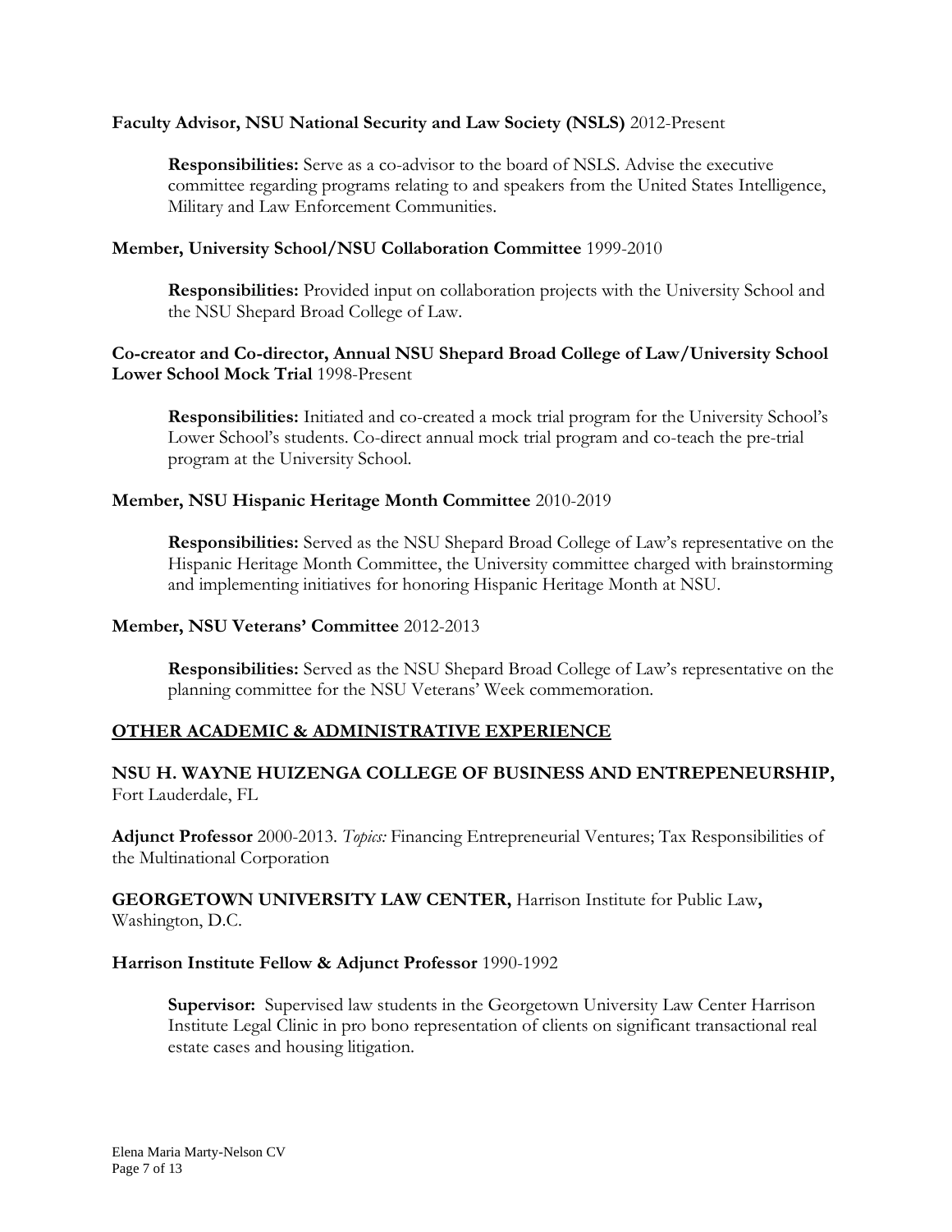**Faculty Advisor, NSU National Security and Law Society (NSLS)** 2012-Present

> **Responsibilities:** Serve as a co-advisor to the board of NSLS. Advise the executive committee regarding programs relating to and speakers from the United States Intelligence, Military and Law Enforcement Communities.

**Member, University School/NSU Collaboration Committee** 1999-2010

> **Responsibilities:** Provided input on collaboration projects with the University School and the NSU Shepard Broad College of Law.

**Co-creator and Co-director, Annual NSU Shepard Broad College of Law/University School Lower School Mock Trial** 1998-Present

> **Responsibilities:** Initiated and co-created a mock trial program for the University School's Lower School's students. Co-direct annual mock trial program and co-teach the pre-trial program at the University School.

**Member, NSU Hispanic Heritage Month Committee** 2010-2019

> **Responsibilities:** Served as the NSU Shepard Broad College of Law's representative on the Hispanic Heritage Month Committee, the University committee charged with brainstorming and implementing initiatives for honoring Hispanic Heritage Month at NSU.

**Member, NSU Veterans' Committee** 2012-2013

> **Responsibilities:** Served as the NSU Shepard Broad College of Law's representative on the planning committee for the NSU Veterans' Week commemoration.

## OTHER ACADEMIC & ADMINISTRATIVE EXPERIENCE

**NSU H. WAYNE HUIZENGA COLLEGE OF BUSINESS AND ENTREPENEURSHIP,** Fort Lauderdale, FL

**Adjunct Professor** 2000-2013. *Topics:* Financing Entrepreneurial Ventures; Tax Responsibilities of the Multinational Corporation

**GEORGETOWN UNIVERSITY LAW CENTER,** Harrison Institute for Public Law**,** Washington, D.C.

**Harrison Institute Fellow & Adjunct Professor** 1990-1992

> **Supervisor:** Supervised law students in the Georgetown University Law Center Harrison Institute Legal Clinic in pro bono representation of clients on significant transactional real estate cases and housing litigation.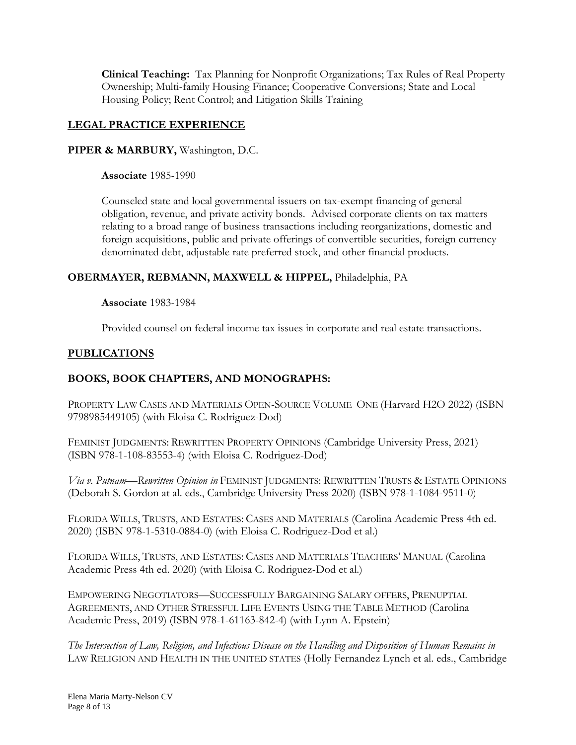**Clinical Teaching:** Tax Planning for Nonprofit Organizations; Tax Rules of Real Property Ownership; Multi-family Housing Finance; Cooperative Conversions; State and Local Housing Policy; Rent Control; and Litigation Skills Training

## LEGAL PRACTICE EXPERIENCE

**PIPER & MARBURY,** Washington, D.C.

**Associate** 1985-1990

Counseled state and local governmental issuers on tax-exempt financing of general obligation, revenue, and private activity bonds. Advised corporate clients on tax matters relating to a broad range of business transactions including reorganizations, domestic and foreign acquisitions, public and private offerings of convertible securities, foreign currency denominated debt, adjustable rate preferred stock, and other financial products.

**OBERMAYER, REBMANN, MAXWELL & HIPPEL,** Philadelphia, PA

**Associate** 1983-1984

Provided counsel on federal income tax issues in corporate and real estate transactions.

## PUBLICATIONS

### BOOKS, BOOK CHAPTERS, AND MONOGRAPHS:

PROPERTY LAW CASES AND MATERIALS OPEN-SOURCE VOLUME ONE (Harvard H2O 2022) (ISBN 9798985449105) (with Eloisa C. Rodriguez-Dod)

FEMINIST JUDGMENTS: REWRITTEN PROPERTY OPINIONS (Cambridge University Press, 2021) (ISBN 978-1-108-83553-4) (with Eloisa C. Rodriguez-Dod)

*Via v. Putnam—Rewritten Opinion in* FEMINIST JUDGMENTS: REWRITTEN TRUSTS & ESTATE OPINIONS (Deborah S. Gordon at al. eds., Cambridge University Press 2020) (ISBN 978-1-1084-9511-0)

FLORIDA WILLS, TRUSTS, AND ESTATES: CASES AND MATERIALS (Carolina Academic Press 4th ed. 2020) (ISBN 978-1-5310-0884-0) (with Eloisa C. Rodriguez-Dod et al.)

FLORIDA WILLS, TRUSTS, AND ESTATES: CASES AND MATERIALS TEACHERS' MANUAL (Carolina Academic Press 4th ed. 2020) (with Eloisa C. Rodriguez-Dod et al.)

EMPOWERING NEGOTIATORS—SUCCESSFULLY BARGAINING SALARY OFFERS, PRENUPTIAL AGREEMENTS, AND OTHER STRESSFUL LIFE EVENTS USING THE TABLE METHOD (Carolina Academic Press, 2019) (ISBN 978-1-61163-842-4) (with Lynn A. Epstein)

*The Intersection of Law, Religion, and Infectious Disease on the Handling and Disposition of Human Remains in* LAW RELIGION AND HEALTH IN THE UNITED STATES (Holly Fernandez Lynch et al. eds., Cambridge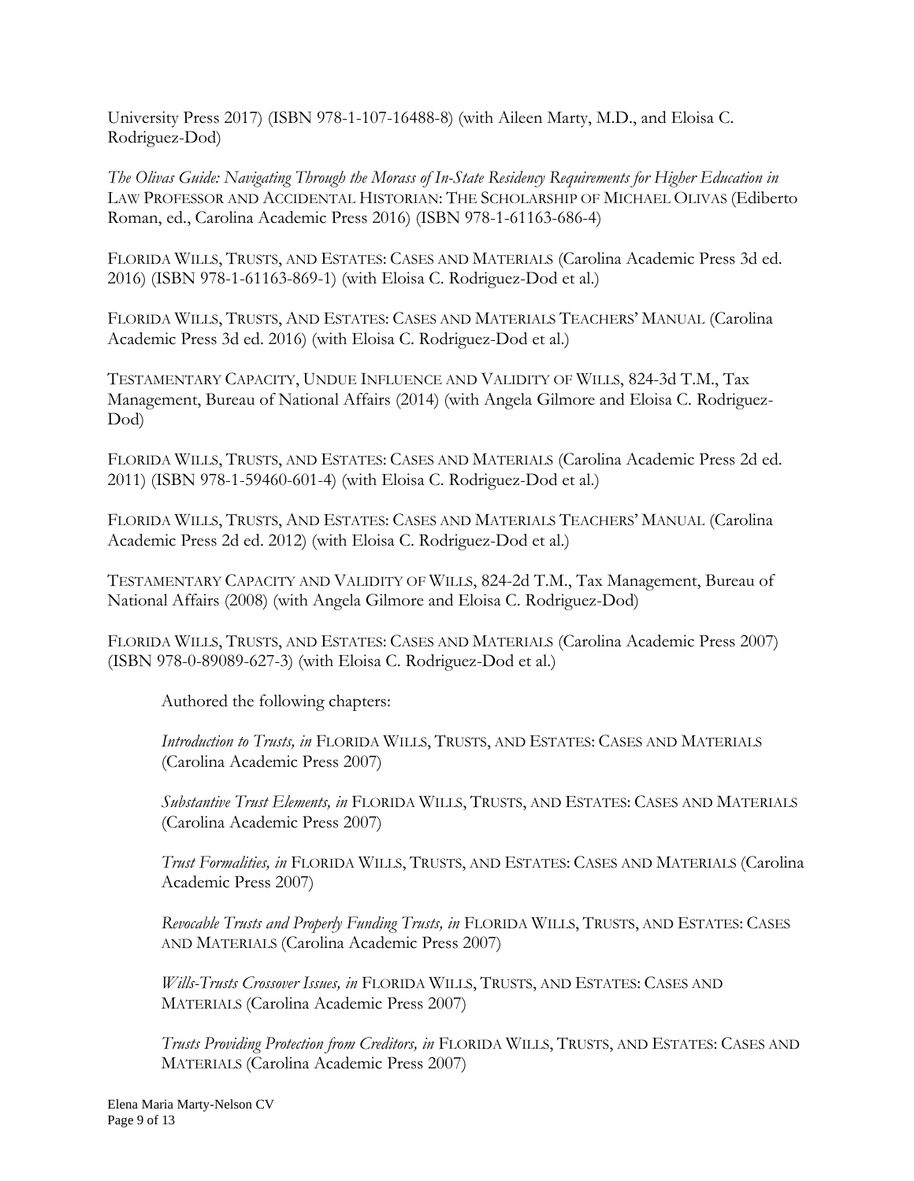University Press 2017) (ISBN 978-1-107-16488-8) (with Aileen Marty, M.D., and Eloisa C. Rodriguez-Dod)

*The Olivas Guide: Navigating Through the Morass of In-State Residency Requirements for Higher Education in* LAW PROFESSOR AND ACCIDENTAL HISTORIAN: THE SCHOLARSHIP OF MICHAEL OLIVAS (Ediberto Roman, ed., Carolina Academic Press 2016) (ISBN 978-1-61163-686-4)

FLORIDA WILLS, TRUSTS, AND ESTATES: CASES AND MATERIALS (Carolina Academic Press 3d ed. 2016) (ISBN 978-1-61163-869-1) (with Eloisa C. Rodriguez-Dod et al.)

FLORIDA WILLS, TRUSTS, AND ESTATES: CASES AND MATERIALS TEACHERS' MANUAL (Carolina Academic Press 3d ed. 2016) (with Eloisa C. Rodriguez-Dod et al.)

TESTAMENTARY CAPACITY, UNDUE INFLUENCE AND VALIDITY OF WILLS, 824-3d T.M., Tax Management, Bureau of National Affairs (2014) (with Angela Gilmore and Eloisa C. Rodriguez-Dod)

FLORIDA WILLS, TRUSTS, AND ESTATES: CASES AND MATERIALS (Carolina Academic Press 2d ed. 2011) (ISBN 978-1-59460-601-4) (with Eloisa C. Rodriguez-Dod et al.)

FLORIDA WILLS, TRUSTS, AND ESTATES: CASES AND MATERIALS TEACHERS' MANUAL (Carolina Academic Press 2d ed. 2012) (with Eloisa C. Rodriguez-Dod et al.)

TESTAMENTARY CAPACITY AND VALIDITY OF WILLS, 824-2d T.M., Tax Management, Bureau of National Affairs (2008) (with Angela Gilmore and Eloisa C. Rodriguez-Dod)

FLORIDA WILLS, TRUSTS, AND ESTATES: CASES AND MATERIALS (Carolina Academic Press 2007) (ISBN 978-0-89089-627-3) (with Eloisa C. Rodriguez-Dod et al.)

Authored the following chapters:

*Introduction to Trusts, in* FLORIDA WILLS, TRUSTS, AND ESTATES: CASES AND MATERIALS (Carolina Academic Press 2007)

*Substantive Trust Elements, in* FLORIDA WILLS, TRUSTS, AND ESTATES: CASES AND MATERIALS (Carolina Academic Press 2007)

*Trust Formalities, in* FLORIDA WILLS, TRUSTS, AND ESTATES: CASES AND MATERIALS (Carolina Academic Press 2007)

*Revocable Trusts and Properly Funding Trusts, in* FLORIDA WILLS, TRUSTS, AND ESTATES: CASES AND MATERIALS (Carolina Academic Press 2007)

*Wills-Trusts Crossover Issues, in* FLORIDA WILLS, TRUSTS, AND ESTATES: CASES AND MATERIALS (Carolina Academic Press 2007)

*Trusts Providing Protection from Creditors, in* FLORIDA WILLS, TRUSTS, AND ESTATES: CASES AND MATERIALS (Carolina Academic Press 2007)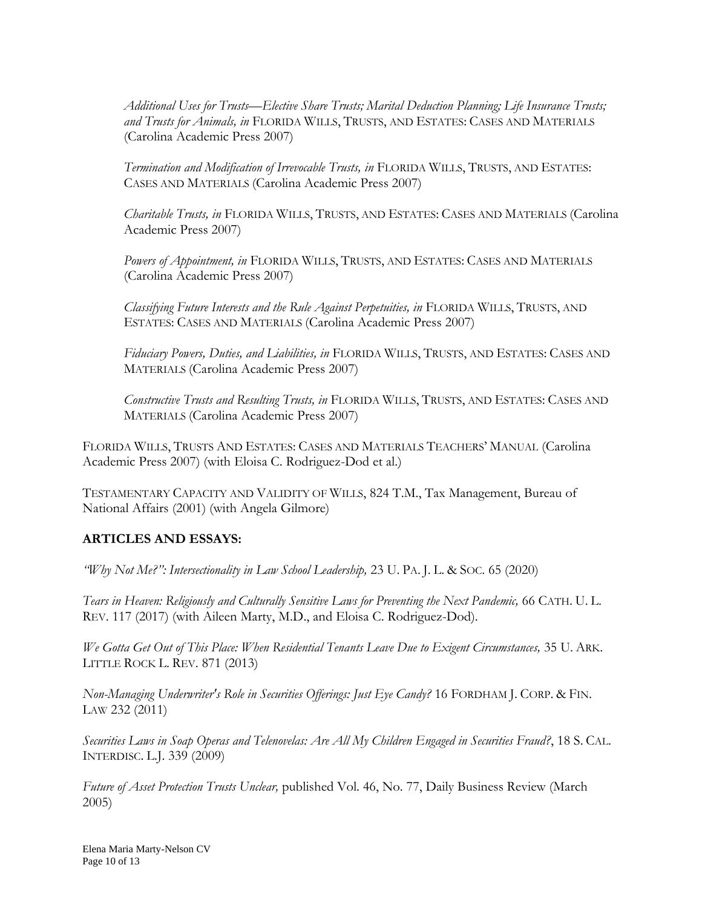*Additional Uses for Trusts—Elective Share Trusts; Marital Deduction Planning; Life Insurance Trusts; and Trusts for Animals, in* FLORIDA WILLS, TRUSTS, AND ESTATES: CASES AND MATERIALS (Carolina Academic Press 2007)

*Termination and Modification of Irrevocable Trusts, in* FLORIDA WILLS, TRUSTS, AND ESTATES: CASES AND MATERIALS (Carolina Academic Press 2007)

*Charitable Trusts, in* FLORIDA WILLS, TRUSTS, AND ESTATES: CASES AND MATERIALS (Carolina Academic Press 2007)

*Powers of Appointment, in* FLORIDA WILLS, TRUSTS, AND ESTATES: CASES AND MATERIALS (Carolina Academic Press 2007)

*Classifying Future Interests and the Rule Against Perpetuities, in* FLORIDA WILLS, TRUSTS, AND ESTATES: CASES AND MATERIALS (Carolina Academic Press 2007)

*Fiduciary Powers, Duties, and Liabilities, in* FLORIDA WILLS, TRUSTS, AND ESTATES: CASES AND MATERIALS (Carolina Academic Press 2007)

*Constructive Trusts and Resulting Trusts, in* FLORIDA WILLS, TRUSTS, AND ESTATES: CASES AND MATERIALS (Carolina Academic Press 2007)

FLORIDA WILLS, TRUSTS AND ESTATES: CASES AND MATERIALS TEACHERS' MANUAL (Carolina Academic Press 2007) (with Eloisa C. Rodriguez-Dod et al.)

TESTAMENTARY CAPACITY AND VALIDITY OF WILLS, 824 T.M., Tax Management, Bureau of National Affairs (2001) (with Angela Gilmore)

## ARTICLES AND ESSAYS:

*"Why Not Me?": Intersectionality in Law School Leadership,* 23 U. PA. J. L. & SOC. 65 (2020)

*Tears in Heaven: Religiously and Culturally Sensitive Laws for Preventing the Next Pandemic,* 66 CATH. U. L. REV. 117 (2017) (with Aileen Marty, M.D., and Eloisa C. Rodriguez-Dod).

*We Gotta Get Out of This Place: When Residential Tenants Leave Due to Exigent Circumstances,* 35 U. ARK. LITTLE ROCK L. REV. 871 (2013)

*Non-Managing Underwriter's Role in Securities Offerings: Just Eye Candy?* 16 FORDHAM J. CORP. & FIN. LAW 232 (2011)

*Securities Laws in Soap Operas and Telenovelas: Are All My Children Engaged in Securities Fraud?*, 18 S. CAL. INTERDISC. L.J. 339 (2009)

*Future of Asset Protection Trusts Unclear,* published Vol. 46, No. 77, Daily Business Review (March 2005)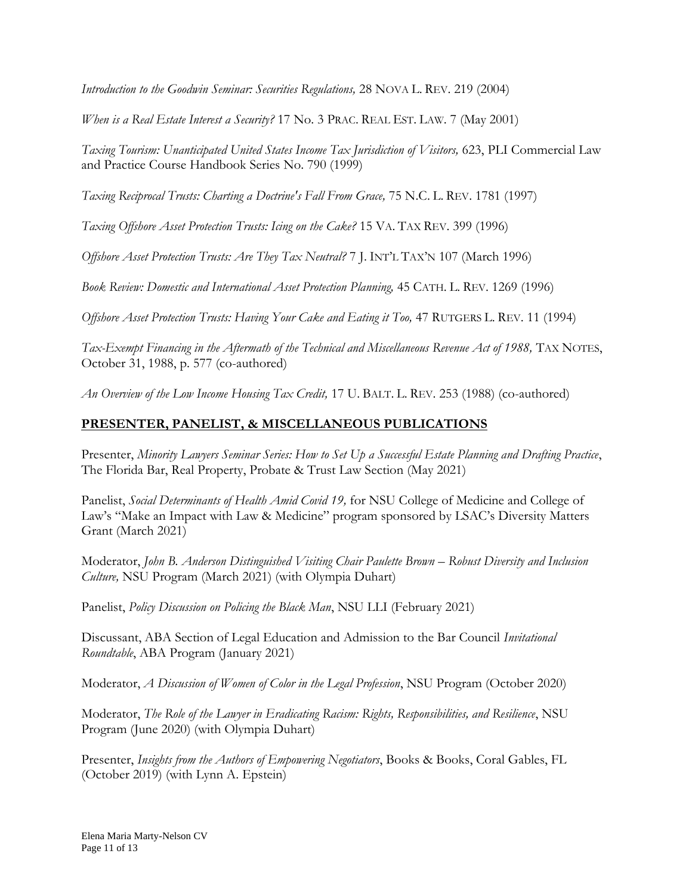*Introduction to the Goodwin Seminar: Securities Regulations,* 28 NOVA L. REV. 219 (2004)

*When is a Real Estate Interest a Security?* 17 No. 3 PRAC. REAL EST. LAW. 7 (May 2001)

*Taxing Tourism: Unanticipated United States Income Tax Jurisdiction of Visitors,* 623, PLI Commercial Law and Practice Course Handbook Series No. 790 (1999)

*Taxing Reciprocal Trusts: Charting a Doctrine's Fall From Grace,* 75 N.C. L. REV. 1781 (1997)

*Taxing Offshore Asset Protection Trusts: Icing on the Cake?* 15 VA. TAX REV. 399 (1996)

*Offshore Asset Protection Trusts: Are They Tax Neutral?* 7 J. INT'L TAX'N 107 (March 1996)

*Book Review: Domestic and International Asset Protection Planning,* 45 CATH. L. REV. 1269 (1996)

*Offshore Asset Protection Trusts: Having Your Cake and Eating it Too,* 47 RUTGERS L. REV. 11 (1994)

*Tax-Exempt Financing in the Aftermath of the Technical and Miscellaneous Revenue Act of 1988,* TAX NOTES, October 31, 1988, p. 577 (co-authored)

*An Overview of the Low Income Housing Tax Credit,* 17 U. BALT. L. REV. 253 (1988) (co-authored)

## PRESENTER, PANELIST, & MISCELLANEOUS PUBLICATIONS

Presenter, *Minority Lawyers Seminar Series: How to Set Up a Successful Estate Planning and Drafting Practice*, The Florida Bar, Real Property, Probate & Trust Law Section (May 2021)

Panelist, *Social Determinants of Health Amid Covid 19,* for NSU College of Medicine and College of Law's "Make an Impact with Law & Medicine" program sponsored by LSAC's Diversity Matters Grant (March 2021)

Moderator, *John B. Anderson Distinguished Visiting Chair Paulette Brown – Robust Diversity and Inclusion Culture,* NSU Program (March 2021) (with Olympia Duhart)

Panelist, *Policy Discussion on Policing the Black Man*, NSU LLI (February 2021)

Discussant, ABA Section of Legal Education and Admission to the Bar Council *Invitational Roundtable*, ABA Program (January 2021)

Moderator, *A Discussion of Women of Color in the Legal Profession*, NSU Program (October 2020)

Moderator, *The Role of the Lawyer in Eradicating Racism: Rights, Responsibilities, and Resilience*, NSU Program (June 2020) (with Olympia Duhart)

Presenter, *Insights from the Authors of Empowering Negotiators*, Books & Books, Coral Gables, FL (October 2019) (with Lynn A. Epstein)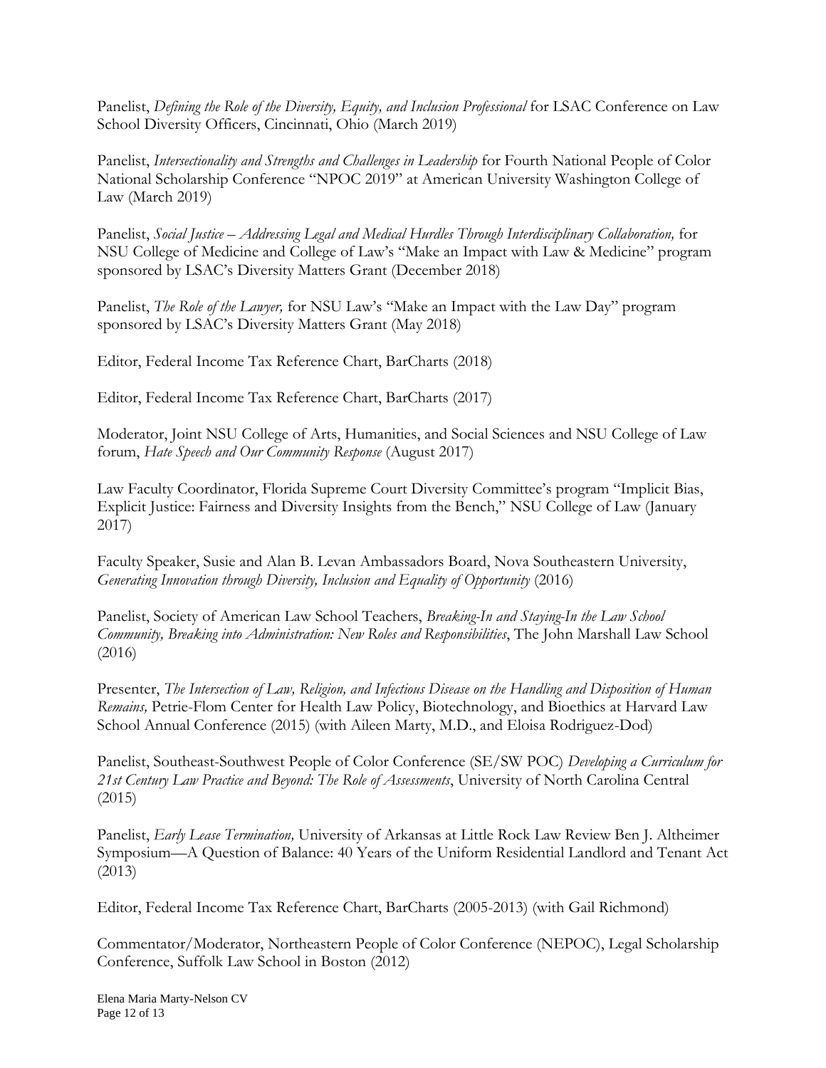Panelist, *Defining the Role of the Diversity, Equity, and Inclusion Professional* for LSAC Conference on Law School Diversity Officers, Cincinnati, Ohio (March 2019)

Panelist, *Intersectionality and Strengths and Challenges in Leadership* for Fourth National People of Color National Scholarship Conference "NPOC 2019" at American University Washington College of Law (March 2019)

Panelist, *Social Justice – Addressing Legal and Medical Hurdles Through Interdisciplinary Collaboration,* for NSU College of Medicine and College of Law's "Make an Impact with Law & Medicine" program sponsored by LSAC's Diversity Matters Grant (December 2018)

Panelist, *The Role of the Lawyer,* for NSU Law's "Make an Impact with the Law Day" program sponsored by LSAC's Diversity Matters Grant (May 2018)

Editor, Federal Income Tax Reference Chart, BarCharts (2018)

Editor, Federal Income Tax Reference Chart, BarCharts (2017)

Moderator, Joint NSU College of Arts, Humanities, and Social Sciences and NSU College of Law forum, *Hate Speech and Our Community Response* (August 2017)

Law Faculty Coordinator, Florida Supreme Court Diversity Committee's program "Implicit Bias, Explicit Justice: Fairness and Diversity Insights from the Bench," NSU College of Law (January 2017)

Faculty Speaker, Susie and Alan B. Levan Ambassadors Board, Nova Southeastern University, *Generating Innovation through Diversity, Inclusion and Equality of Opportunity* (2016)

Panelist, Society of American Law School Teachers, *Breaking-In and Staying-In the Law School Community, Breaking into Administration: New Roles and Responsibilities*, The John Marshall Law School (2016)

Presenter, *The Intersection of Law, Religion, and Infectious Disease on the Handling and Disposition of Human Remains,* Petrie-Flom Center for Health Law Policy, Biotechnology, and Bioethics at Harvard Law School Annual Conference (2015) (with Aileen Marty, M.D., and Eloisa Rodriguez-Dod)

Panelist, Southeast-Southwest People of Color Conference (SE/SW POC) *Developing a Curriculum for 21st Century Law Practice and Beyond: The Role of Assessments*, University of North Carolina Central (2015)

Panelist, *Early Lease Termination,* University of Arkansas at Little Rock Law Review Ben J. Altheimer Symposium—A Question of Balance: 40 Years of the Uniform Residential Landlord and Tenant Act (2013)

Editor, Federal Income Tax Reference Chart, BarCharts (2005-2013) (with Gail Richmond)

Commentator/Moderator, Northeastern People of Color Conference (NEPOC), Legal Scholarship Conference, Suffolk Law School in Boston (2012)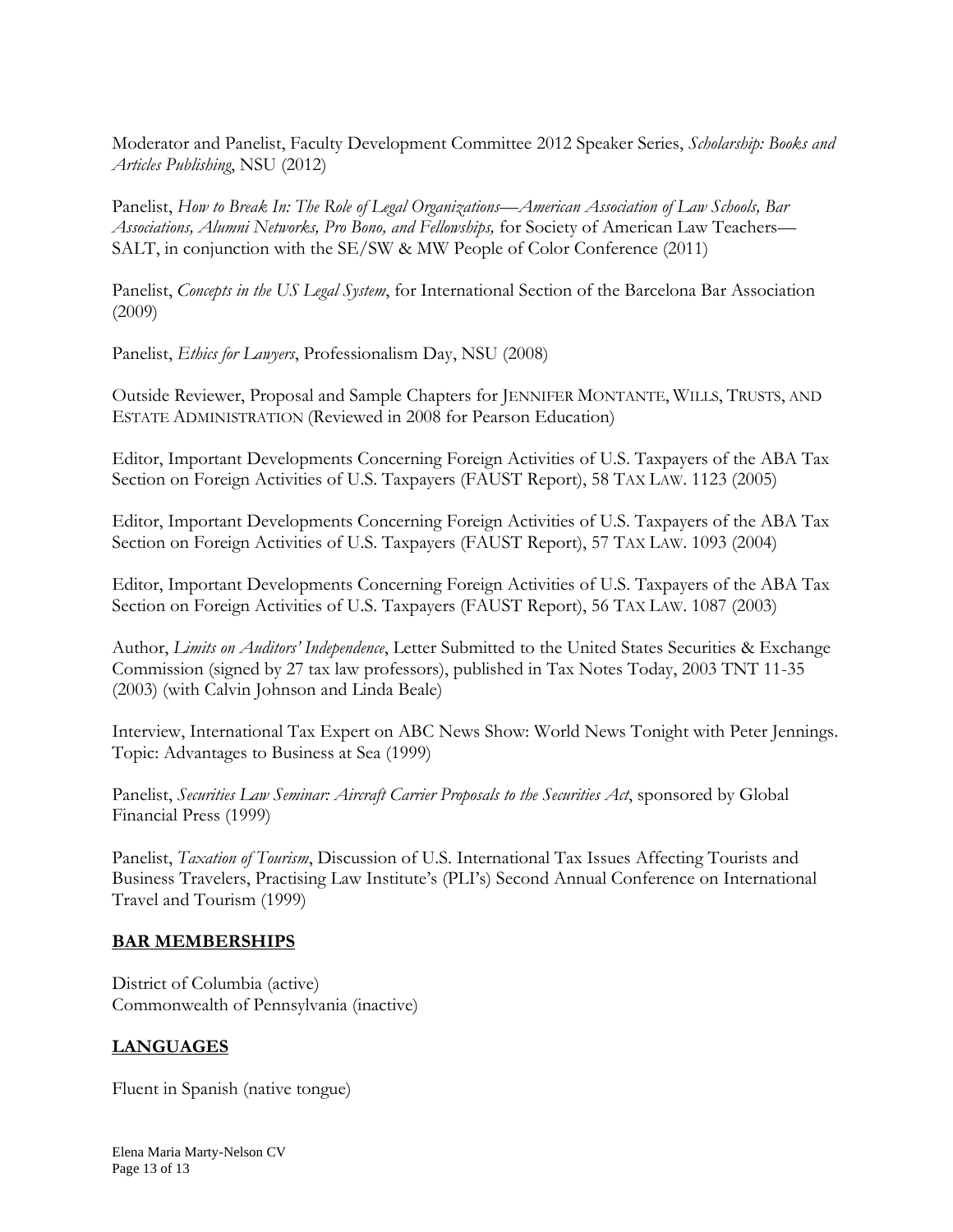Moderator and Panelist, Faculty Development Committee 2012 Speaker Series, *Scholarship: Books and Articles Publishing*, NSU (2012)

Panelist, *How to Break In: The Role of Legal Organizations—American Association of Law Schools, Bar Associations, Alumni Networks, Pro Bono, and Fellowships,* for Society of American Law Teachers—SALT, in conjunction with the SE/SW & MW People of Color Conference (2011)

Panelist, *Concepts in the US Legal System*, for International Section of the Barcelona Bar Association (2009)

Panelist, *Ethics for Lawyers*, Professionalism Day, NSU (2008)

Outside Reviewer, Proposal and Sample Chapters for JENNIFER MONTANTE, WILLS, TRUSTS, AND ESTATE ADMINISTRATION (Reviewed in 2008 for Pearson Education)

Editor, Important Developments Concerning Foreign Activities of U.S. Taxpayers of the ABA Tax Section on Foreign Activities of U.S. Taxpayers (FAUST Report), 58 TAX LAW. 1123 (2005)

Editor, Important Developments Concerning Foreign Activities of U.S. Taxpayers of the ABA Tax Section on Foreign Activities of U.S. Taxpayers (FAUST Report), 57 TAX LAW. 1093 (2004)

Editor, Important Developments Concerning Foreign Activities of U.S. Taxpayers of the ABA Tax Section on Foreign Activities of U.S. Taxpayers (FAUST Report), 56 TAX LAW. 1087 (2003)

Author, *Limits on Auditors' Independence*, Letter Submitted to the United States Securities & Exchange Commission (signed by 27 tax law professors), published in Tax Notes Today, 2003 TNT 11-35 (2003) (with Calvin Johnson and Linda Beale)

Interview, International Tax Expert on ABC News Show: World News Tonight with Peter Jennings. Topic: Advantages to Business at Sea (1999)

Panelist, *Securities Law Seminar: Aircraft Carrier Proposals to the Securities Act*, sponsored by Global Financial Press (1999)

Panelist, *Taxation of Tourism*, Discussion of U.S. International Tax Issues Affecting Tourists and Business Travelers, Practising Law Institute's (PLI's) Second Annual Conference on International Travel and Tourism (1999)

## BAR MEMBERSHIPS

District of Columbia (active)
Commonwealth of Pennsylvania (inactive)

## LANGUAGES

Fluent in Spanish (native tongue)